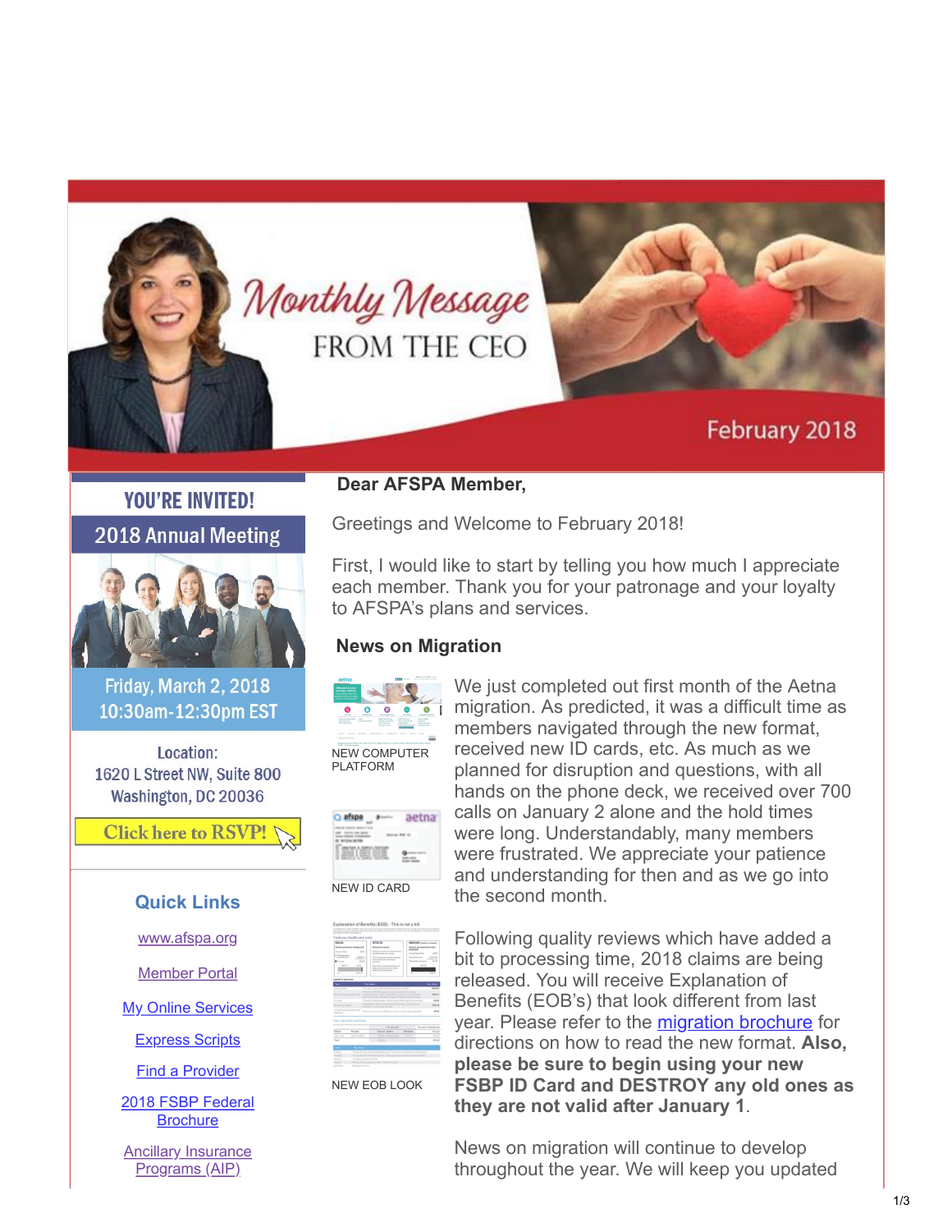# Monthly Message FROM THE CEO

February 2018

## YOU'RE INVITED!

**2018 Annual Meeting**

Friday, March 2, 2018
10:30am-12:30pm EST

Location:
1620 L Street NW, Suite 800
Washington, DC 20036

Click here to RSVP!

### Quick Links

- www.afspa.org
- Member Portal
- My Online Services
- Express Scripts
- Find a Provider
- 2018 FSBP Federal Brochure
- Ancillary Insurance Programs (AIP)

**Dear AFSPA Member,**

Greetings and Welcome to February 2018!

First, I would like to start by telling you how much I appreciate each member. Thank you for your patronage and your loyalty to AFSPA's plans and services.

### News on Migration

NEW COMPUTER PLATFORM

NEW ID CARD

NEW EOB LOOK

We just completed out first month of the Aetna migration. As predicted, it was a difficult time as members navigated through the new format, received new ID cards, etc. As much as we planned for disruption and questions, with all hands on the phone deck, we received over 700 calls on January 2 alone and the hold times were long. Understandably, many members were frustrated. We appreciate your patience and understanding for then and as we go into the second month.

Following quality reviews which have added a bit to processing time, 2018 claims are being released. You will receive Explanation of Benefits (EOB's) that look different from last year. Please refer to the migration brochure for directions on how to read the new format. **Also, please be sure to begin using your new FSBP ID Card and DESTROY any old ones as they are not valid after January 1**.

News on migration will continue to develop throughout the year. We will keep you updated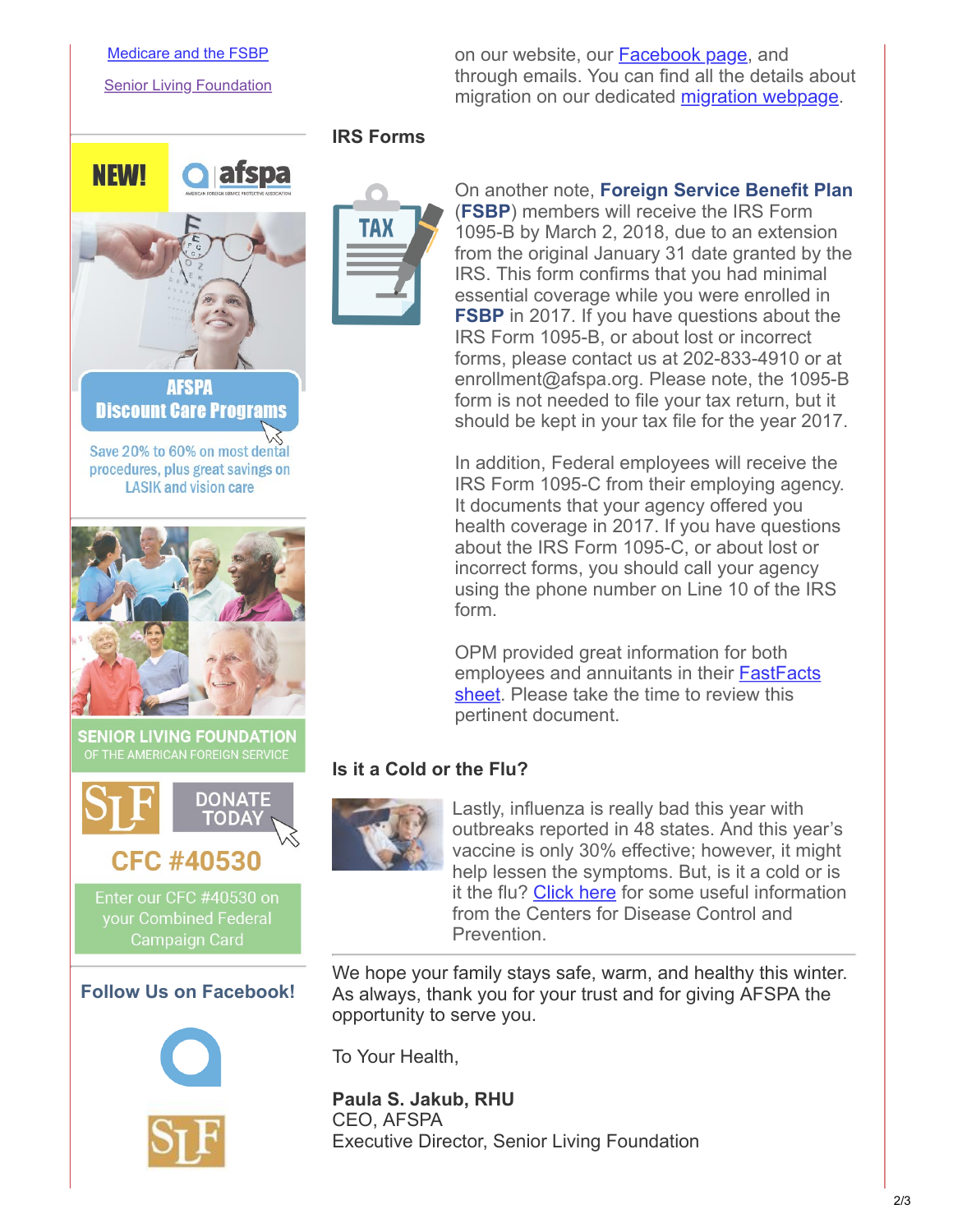[Medicare and the FSBP](#)

[Senior Living Foundation](#)

NEW! afspa

AFSPA Discount Care Programs

Save 20% to 60% on most dental procedures, plus great savings on LASIK and vision care

SENIOR LIVING FOUNDATION OF THE AMERICAN FOREIGN SERVICE

SLF DONATE TODAY

CFC #40530

Enter our CFC #40530 on your Combined Federal Campaign Card

**Follow Us on Facebook!**

on our website, our [Facebook page](#), and through emails. You can find all the details about migration on our dedicated [migration webpage](#).

### IRS Forms

On another note, **Foreign Service Benefit Plan** (**FSBP**) members will receive the IRS Form 1095-B by March 2, 2018, due to an extension from the original January 31 date granted by the IRS. This form confirms that you had minimal essential coverage while you were enrolled in **FSBP** in 2017. If you have questions about the IRS Form 1095-B, or about lost or incorrect forms, please contact us at 202-833-4910 or at enrollment@afspa.org. Please note, the 1095-B form is not needed to file your tax return, but it should be kept in your tax file for the year 2017.

In addition, Federal employees will receive the IRS Form 1095-C from their employing agency. It documents that your agency offered you health coverage in 2017. If you have questions about the IRS Form 1095-C, or about lost or incorrect forms, you should call your agency using the phone number on Line 10 of the IRS form.

OPM provided great information for both employees and annuitants in their [FastFacts sheet](#). Please take the time to review this pertinent document.

### Is it a Cold or the Flu?

Lastly, influenza is really bad this year with outbreaks reported in 48 states. And this year's vaccine is only 30% effective; however, it might help lessen the symptoms. But, is it a cold or is it the flu? [Click here](#) for some useful information from the Centers for Disease Control and Prevention.

---

We hope your family stays safe, warm, and healthy this winter. As always, thank you for your trust and for giving AFSPA the opportunity to serve you.

To Your Health,

**Paula S. Jakub, RHU**
CEO, AFSPA
Executive Director, Senior Living Foundation